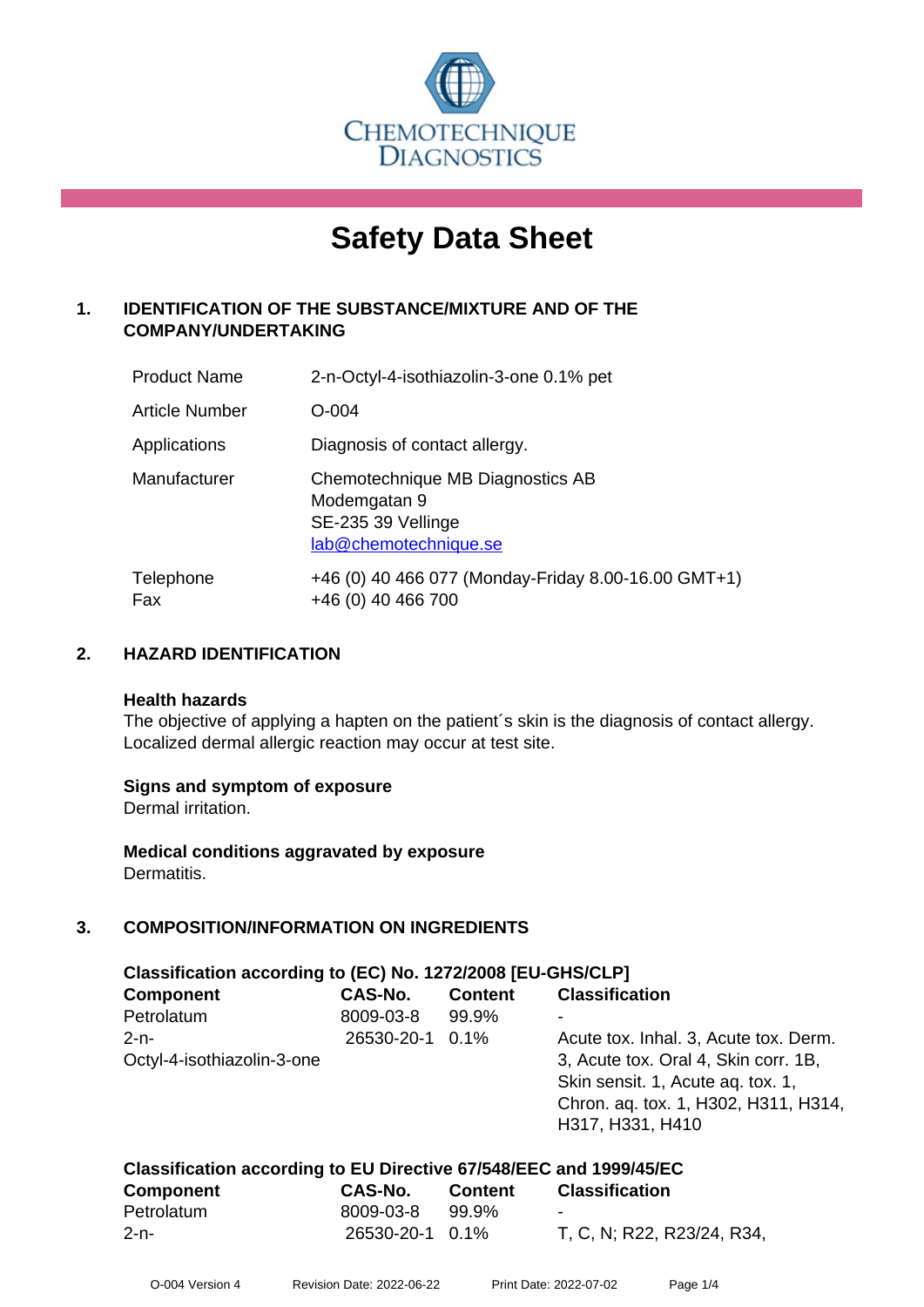CHEMOTECHNIQUE DIAGNOSTICS

# Safety Data Sheet

## 1. IDENTIFICATION OF THE SUBSTANCE/MIXTURE AND OF THE COMPANY/UNDERTAKING

| | |
|---|---|
| Product Name | 2-n-Octyl-4-isothiazolin-3-one 0.1% pet |
| Article Number | O-004 |
| Applications | Diagnosis of contact allergy. |
| Manufacturer | Chemotechnique MB Diagnostics AB<br>Modemgatan 9<br>SE-235 39 Vellinge<br>lab@chemotechnique.se |
| Telephone<br>Fax | +46 (0) 40 466 077 (Monday-Friday 8.00-16.00 GMT+1)<br>+46 (0) 40 466 700 |

## 2. HAZARD IDENTIFICATION

**Health hazards**
The objective of applying a hapten on the patient´s skin is the diagnosis of contact allergy. Localized dermal allergic reaction may occur at test site.

**Signs and symptom of exposure**
Dermal irritation.

**Medical conditions aggravated by exposure**
Dermatitis.

## 3. COMPOSITION/INFORMATION ON INGREDIENTS

**Classification according to (EC) No. 1272/2008 [EU-GHS/CLP]**

| Component | CAS-No. | Content | Classification |
|---|---|---|---|
| Petrolatum | 8009-03-8 | 99.9% | - |
| 2-n-Octyl-4-isothiazolin-3-one | 26530-20-1 | 0.1% | Acute tox. Inhal. 3, Acute tox. Derm. 3, Acute tox. Oral 4, Skin corr. 1B, Skin sensit. 1, Acute aq. tox. 1, Chron. aq. tox. 1, H302, H311, H314, H317, H331, H410 |

**Classification according to EU Directive 67/548/EEC and 1999/45/EC**

| Component | CAS-No. | Content | Classification |
|---|---|---|---|
| Petrolatum | 8009-03-8 | 99.9% | - |
| 2-n- | 26530-20-1 | 0.1% | T, C, N; R22, R23/24, R34, |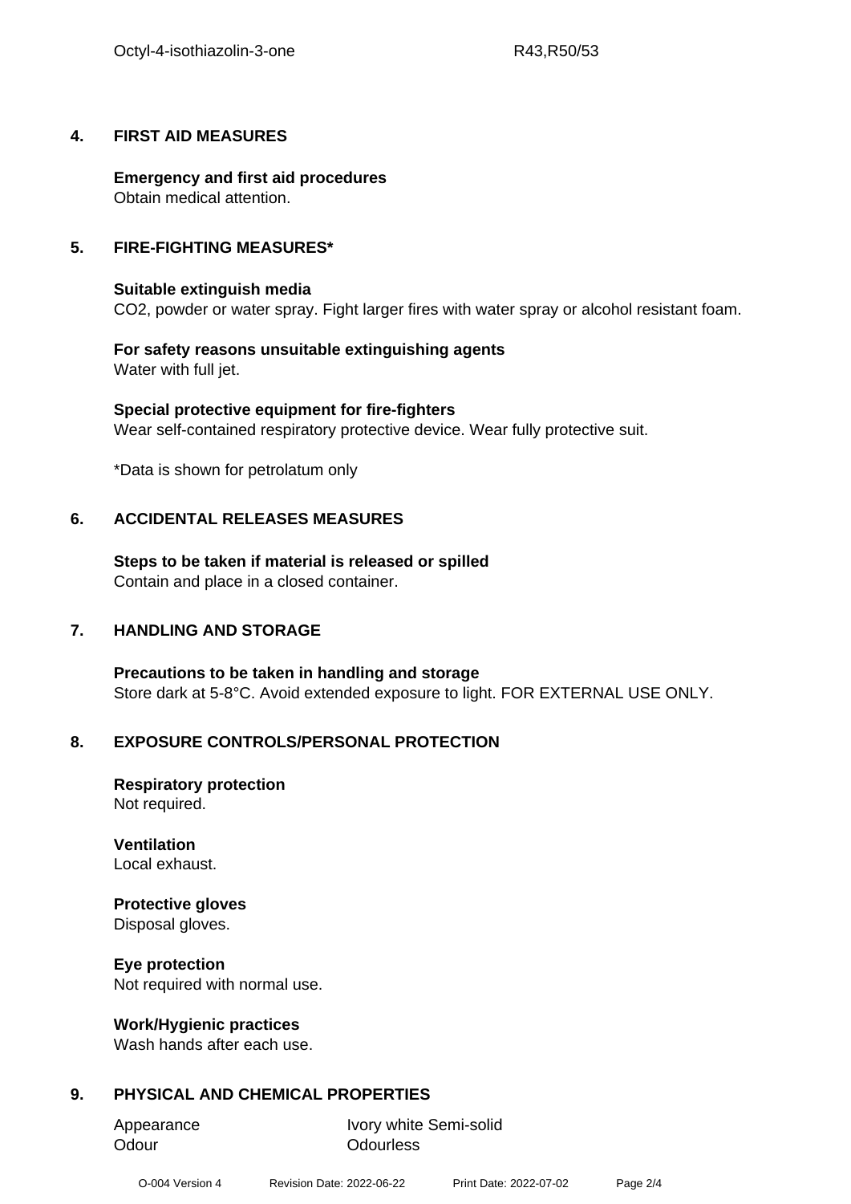## 4. FIRST AID MEASURES

**Emergency and first aid procedures**
Obtain medical attention.

## 5. FIRE-FIGHTING MEASURES*

**Suitable extinguish media**
$CO_2$, powder or water spray. Fight larger fires with water spray or alcohol resistant foam.

**For safety reasons unsuitable extinguishing agents**
Water with full jet.

**Special protective equipment for fire-fighters**
Wear self-contained respiratory protective device. Wear fully protective suit.

*Data is shown for petrolatum only

## 6. ACCIDENTAL RELEASES MEASURES

**Steps to be taken if material is released or spilled**
Contain and place in a closed container.

## 7. HANDLING AND STORAGE

**Precautions to be taken in handling and storage**
Store dark at 5-8°C. Avoid extended exposure to light. FOR EXTERNAL USE ONLY.

## 8. EXPOSURE CONTROLS/PERSONAL PROTECTION

**Respiratory protection**
Not required.

**Ventilation**
Local exhaust.

**Protective gloves**
Disposal gloves.

**Eye protection**
Not required with normal use.

**Work/Hygienic practices**
Wash hands after each use.

## 9. PHYSICAL AND CHEMICAL PROPERTIES

| | |
|---|---|
| Appearance | Ivory white Semi-solid |
| Odour | Odourless |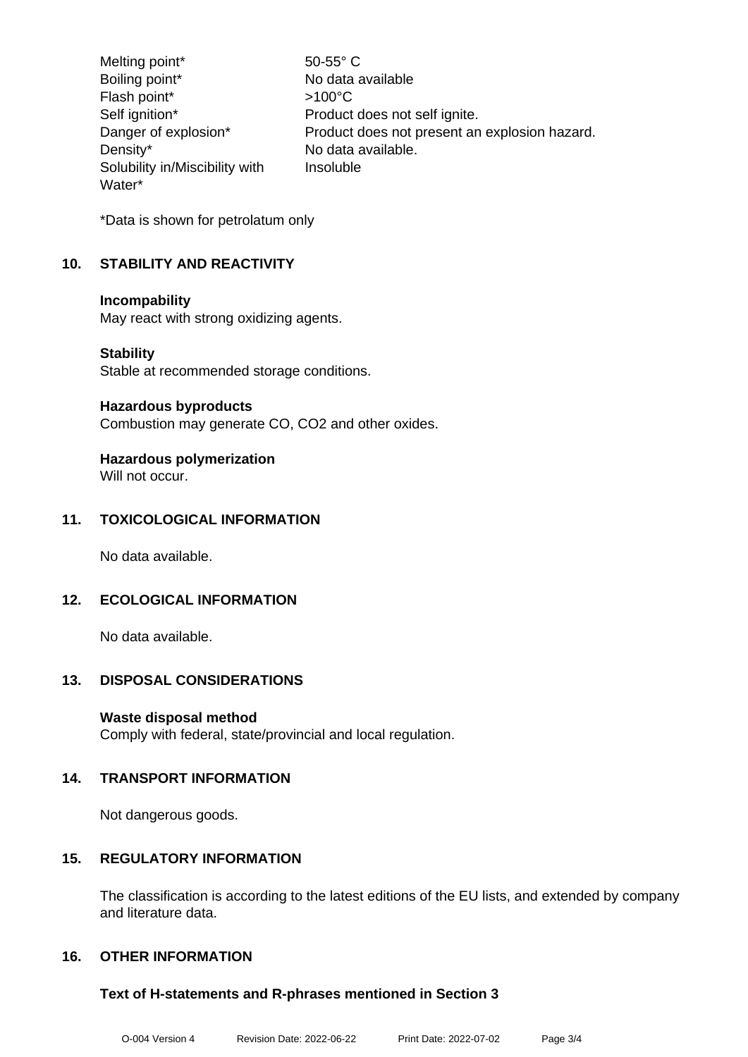| | |
|---|---|
| Melting point* | 50-55° C |
| Boiling point* | No data available |
| Flash point* | >100°C |
| Self ignition* | Product does not self ignite. |
| Danger of explosion* | Product does not present an explosion hazard. |
| Density* | No data available. |
| Solubility in/Miscibility with Water* | Insoluble |

*Data is shown for petrolatum only

## 10. STABILITY AND REACTIVITY

**Incompability**
May react with strong oxidizing agents.

**Stability**
Stable at recommended storage conditions.

**Hazardous byproducts**
Combustion may generate CO, CO2 and other oxides.

**Hazardous polymerization**
Will not occur.

## 11. TOXICOLOGICAL INFORMATION

No data available.

## 12. ECOLOGICAL INFORMATION

No data available.

## 13. DISPOSAL CONSIDERATIONS

**Waste disposal method**
Comply with federal, state/provincial and local regulation.

## 14. TRANSPORT INFORMATION

Not dangerous goods.

## 15. REGULATORY INFORMATION

The classification is according to the latest editions of the EU lists, and extended by company and literature data.

## 16. OTHER INFORMATION

**Text of H-statements and R-phrases mentioned in Section 3**

O-004 Version 4 Revision Date: 2022-06-22 Print Date: 2022-07-02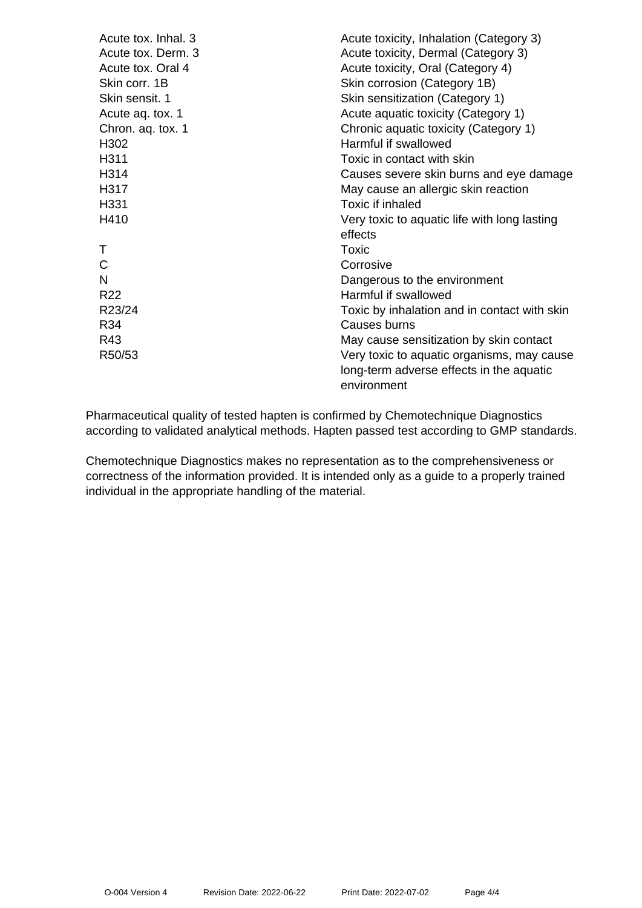| | |
|---|---|
| Acute tox. Inhal. 3 | Acute toxicity, Inhalation (Category 3) |
| Acute tox. Derm. 3 | Acute toxicity, Dermal (Category 3) |
| Acute tox. Oral 4 | Acute toxicity, Oral (Category 4) |
| Skin corr. 1B | Skin corrosion (Category 1B) |
| Skin sensit. 1 | Skin sensitization (Category 1) |
| Acute aq. tox. 1 | Acute aquatic toxicity (Category 1) |
| Chron. aq. tox. 1 | Chronic aquatic toxicity (Category 1) |
| H302 | Harmful if swallowed |
| H311 | Toxic in contact with skin |
| H314 | Causes severe skin burns and eye damage |
| H317 | May cause an allergic skin reaction |
| H331 | Toxic if inhaled |
| H410 | Very toxic to aquatic life with long lasting effects |
| T | Toxic |
| C | Corrosive |
| N | Dangerous to the environment |
| R22 | Harmful if swallowed |
| R23/24 | Toxic by inhalation and in contact with skin |
| R34 | Causes burns |
| R43 | May cause sensitization by skin contact |
| R50/53 | Very toxic to aquatic organisms, may cause long-term adverse effects in the aquatic environment |

Pharmaceutical quality of tested hapten is confirmed by Chemotechnique Diagnostics according to validated analytical methods. Hapten passed test according to GMP standards.

Chemotechnique Diagnostics makes no representation as to the comprehensiveness or correctness of the information provided. It is intended only as a guide to a properly trained individual in the appropriate handling of the material.